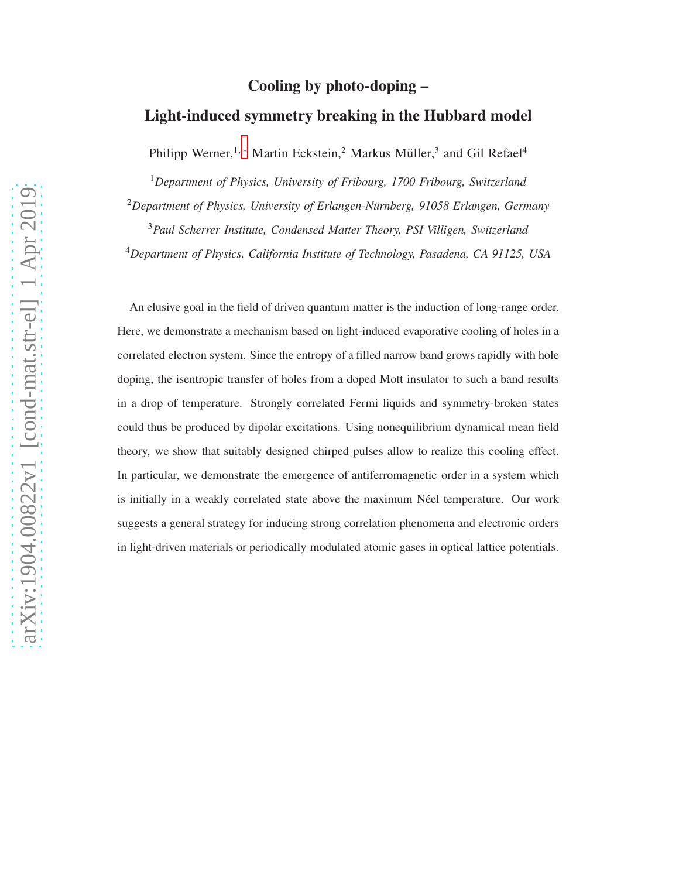# Cooling by photo-doping –

# Light-induced symmetry breaking in the Hubbard model

Philipp Werner,[1,*] Martin Eckstein,[2] Markus Müller,[3] and Gil Refael[4]

[1] *Department of Physics, University of Fribourg, 1700 Fribourg, Switzerland*

[2] *Department of Physics, University of Erlangen-Nürnberg, 91058 Erlangen, Germany*

[3] *Paul Scherrer Institute, Condensed Matter Theory, PSI Villigen, Switzerland*

[4] *Department of Physics, California Institute of Technology, Pasadena, CA 91125, USA*

An elusive goal in the field of driven quantum matter is the induction of long-range order. Here, we demonstrate a mechanism based on light-induced evaporative cooling of holes in a correlated electron system. Since the entropy of a filled narrow band grows rapidly with hole doping, the isentropic transfer of holes from a doped Mott insulator to such a band results in a drop of temperature. Strongly correlated Fermi liquids and symmetry-broken states could thus be produced by dipolar excitations. Using nonequilibrium dynamical mean field theory, we show that suitably designed chirped pulses allow to realize this cooling effect. In particular, we demonstrate the emergence of antiferromagnetic order in a system which is initially in a weakly correlated state above the maximum Néel temperature. Our work suggests a general strategy for inducing strong correlation phenomena and electronic orders in light-driven materials or periodically modulated atomic gases in optical lattice potentials.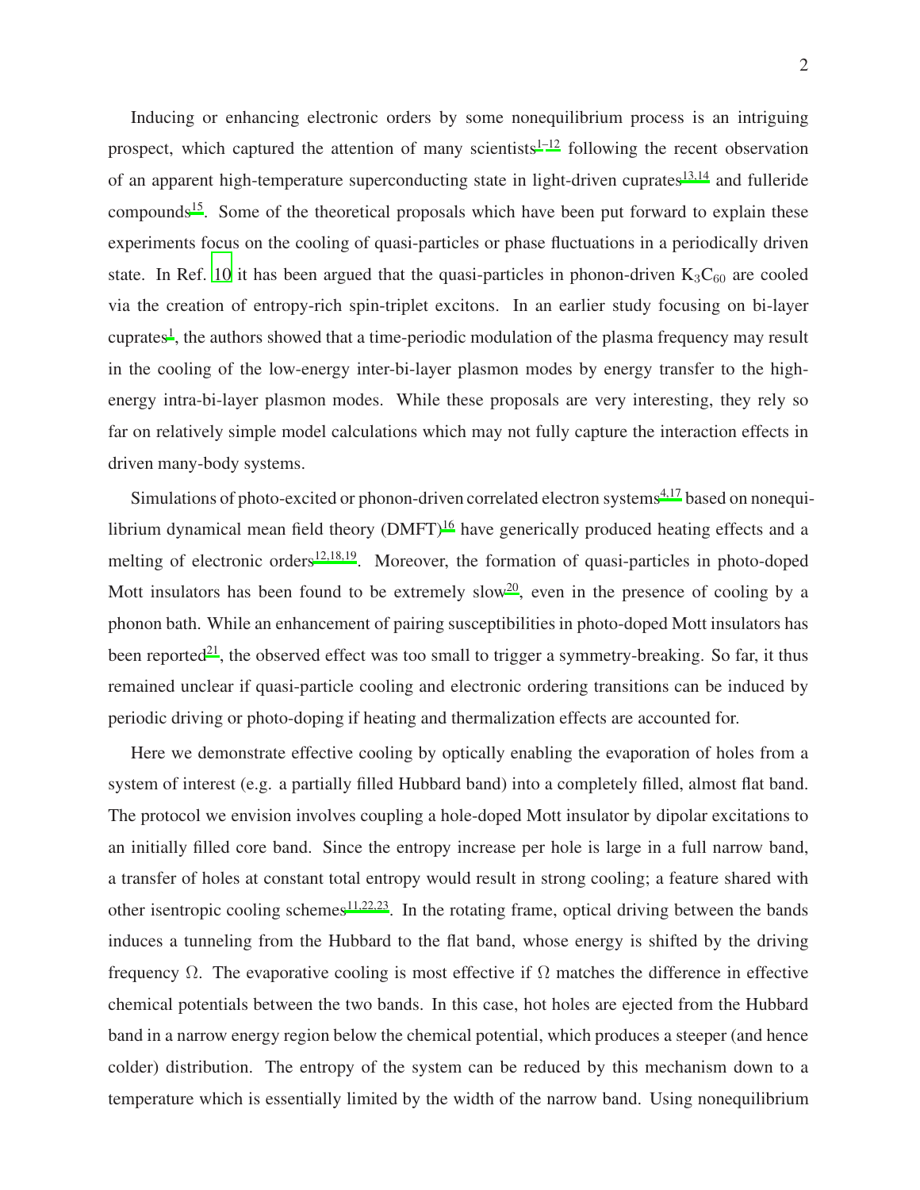Inducing or enhancing electronic orders by some nonequilibrium process is an intriguing prospect, which captured the attention of many scientists[1–12] following the recent observation of an apparent high-temperature superconducting state in light-driven cuprates[13,14] and fulleride compounds[15]. Some of the theoretical proposals which have been put forward to explain these experiments focus on the cooling of quasi-particles or phase fluctuations in a periodically driven state. In Ref. 10 it has been argued that the quasi-particles in phonon-driven $K_3C_{60}$ are cooled via the creation of entropy-rich spin-triplet excitons. In an earlier study focusing on bi-layer cuprates[1], the authors showed that a time-periodic modulation of the plasma frequency may result in the cooling of the low-energy inter-bi-layer plasmon modes by energy transfer to the high-energy intra-bi-layer plasmon modes. While these proposals are very interesting, they rely so far on relatively simple model calculations which may not fully capture the interaction effects in driven many-body systems.

Simulations of photo-excited or phonon-driven correlated electron systems[4,17] based on nonequilibrium dynamical mean field theory (DMFT)[16] have generically produced heating effects and a melting of electronic orders[12,18,19]. Moreover, the formation of quasi-particles in photo-doped Mott insulators has been found to be extremely slow[20], even in the presence of cooling by a phonon bath. While an enhancement of pairing susceptibilities in photo-doped Mott insulators has been reported[21], the observed effect was too small to trigger a symmetry-breaking. So far, it thus remained unclear if quasi-particle cooling and electronic ordering transitions can be induced by periodic driving or photo-doping if heating and thermalization effects are accounted for.

Here we demonstrate effective cooling by optically enabling the evaporation of holes from a system of interest (e.g. a partially filled Hubbard band) into a completely filled, almost flat band. The protocol we envision involves coupling a hole-doped Mott insulator by dipolar excitations to an initially filled core band. Since the entropy increase per hole is large in a full narrow band, a transfer of holes at constant total entropy would result in strong cooling; a feature shared with other isentropic cooling schemes[11,22,23]. In the rotating frame, optical driving between the bands induces a tunneling from the Hubbard to the flat band, whose energy is shifted by the driving frequency $\Omega$. The evaporative cooling is most effective if $\Omega$ matches the difference in effective chemical potentials between the two bands. In this case, hot holes are ejected from the Hubbard band in a narrow energy region below the chemical potential, which produces a steeper (and hence colder) distribution. The entropy of the system can be reduced by this mechanism down to a temperature which is essentially limited by the width of the narrow band. Using nonequilibrium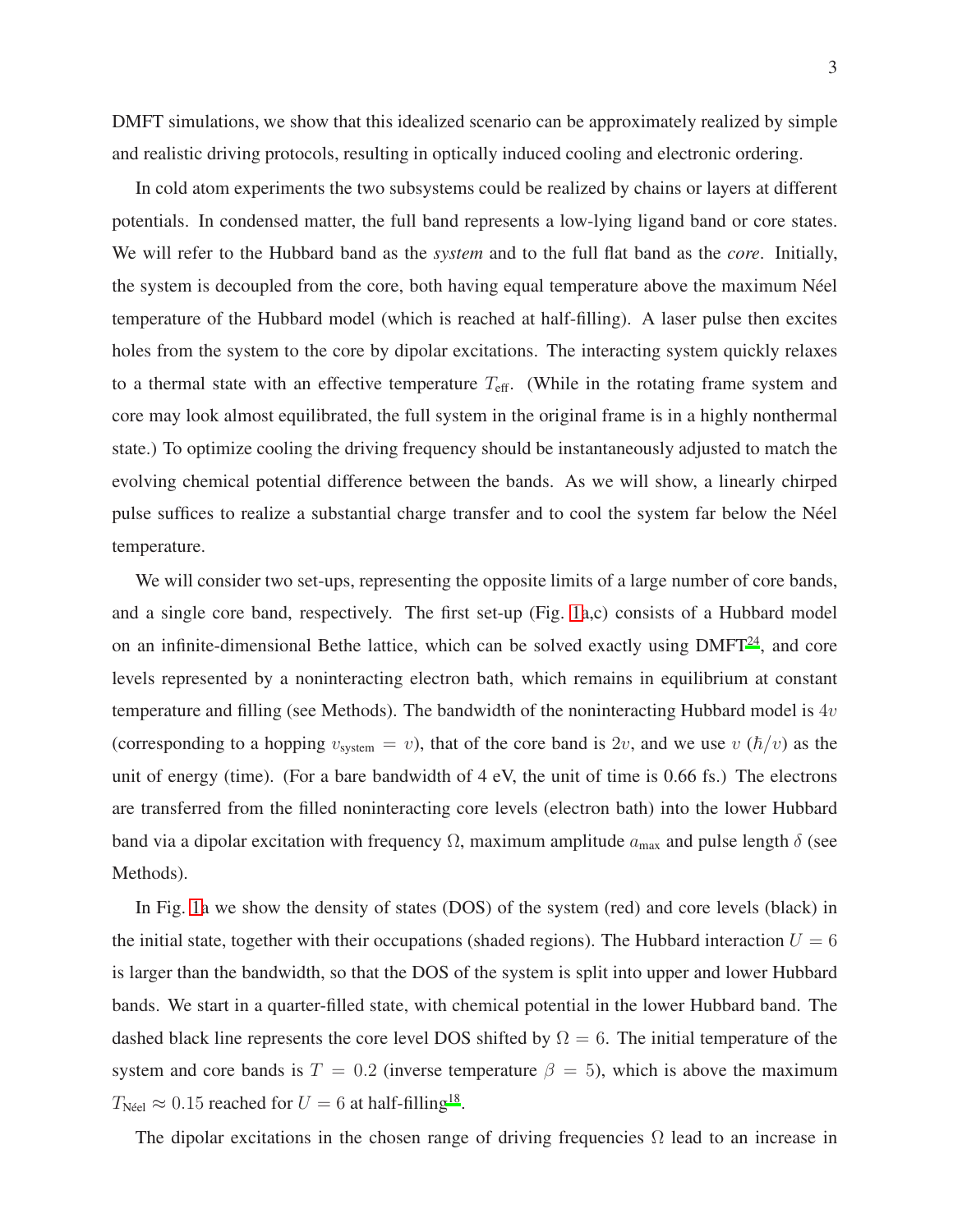DMFT simulations, we show that this idealized scenario can be approximately realized by simple and realistic driving protocols, resulting in optically induced cooling and electronic ordering.

In cold atom experiments the two subsystems could be realized by chains or layers at different potentials. In condensed matter, the full band represents a low-lying ligand band or core states. We will refer to the Hubbard band as the *system* and to the full flat band as the *core*. Initially, the system is decoupled from the core, both having equal temperature above the maximum Néel temperature of the Hubbard model (which is reached at half-filling). A laser pulse then excites holes from the system to the core by dipolar excitations. The interacting system quickly relaxes to a thermal state with an effective temperature $T_{\text{eff}}$. (While in the rotating frame system and core may look almost equilibrated, the full system in the original frame is in a highly nonthermal state.) To optimize cooling the driving frequency should be instantaneously adjusted to match the evolving chemical potential difference between the bands. As we will show, a linearly chirped pulse suffices to realize a substantial charge transfer and to cool the system far below the Néel temperature.

We will consider two set-ups, representing the opposite limits of a large number of core bands, and a single core band, respectively. The first set-up (Fig. 1a,c) consists of a Hubbard model on an infinite-dimensional Bethe lattice, which can be solved exactly using DMFT[24], and core levels represented by a noninteracting electron bath, which remains in equilibrium at constant temperature and filling (see Methods). The bandwidth of the noninteracting Hubbard model is $4v$ (corresponding to a hopping $v_{\text{system}} = v$), that of the core band is $2v$, and we use $v$ ($\hbar/v$) as the unit of energy (time). (For a bare bandwidth of 4 eV, the unit of time is 0.66 fs.) The electrons are transferred from the filled noninteracting core levels (electron bath) into the lower Hubbard band via a dipolar excitation with frequency $\Omega$, maximum amplitude $a_{\text{max}}$ and pulse length $\delta$ (see Methods).

In Fig. 1a we show the density of states (DOS) of the system (red) and core levels (black) in the initial state, together with their occupations (shaded regions). The Hubbard interaction $U = 6$ is larger than the bandwidth, so that the DOS of the system is split into upper and lower Hubbard bands. We start in a quarter-filled state, with chemical potential in the lower Hubbard band. The dashed black line represents the core level DOS shifted by $\Omega = 6$. The initial temperature of the system and core bands is $T = 0.2$ (inverse temperature $\beta = 5$), which is above the maximum $T_{\text{Néel}} \approx 0.15$ reached for $U = 6$ at half-filling[18].

The dipolar excitations in the chosen range of driving frequencies $\Omega$ lead to an increase in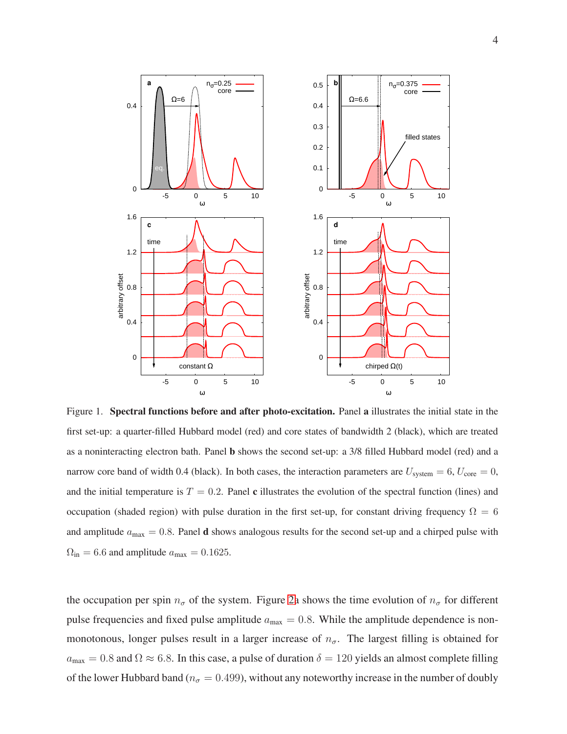Figure 1. **Spectral functions before and after photo-excitation.** Panel **a** illustrates the initial state in the first set-up: a quarter-filled Hubbard model (red) and core states of bandwidth 2 (black), which are treated as a noninteracting electron bath. Panel **b** shows the second set-up: a 3/8 filled Hubbard model (red) and a narrow core band of width 0.4 (black). In both cases, the interaction parameters are $U_{\text{system}} = 6$, $U_{\text{core}} = 0$, and the initial temperature is $T = 0.2$. Panel **c** illustrates the evolution of the spectral function (lines) and occupation (shaded region) with pulse duration in the first set-up, for constant driving frequency $\Omega = 6$ and amplitude $a_{\text{max}} = 0.8$. Panel **d** shows analogous results for the second set-up and a chirped pulse with $\Omega_{\text{in}} = 6.6$ and amplitude $a_{\text{max}} = 0.1625$.

the occupation per spin $n_\sigma$ of the system. Figure 2a shows the time evolution of $n_\sigma$ for different pulse frequencies and fixed pulse amplitude $a_{\text{max}} = 0.8$. While the amplitude dependence is non-monotonous, longer pulses result in a larger increase of $n_\sigma$. The largest filling is obtained for $a_{\text{max}} = 0.8$ and $\Omega \approx 6.8$. In this case, a pulse of duration $\delta = 120$ yields an almost complete filling of the lower Hubbard band ($n_\sigma = 0.499$), without any noteworthy increase in the number of doubly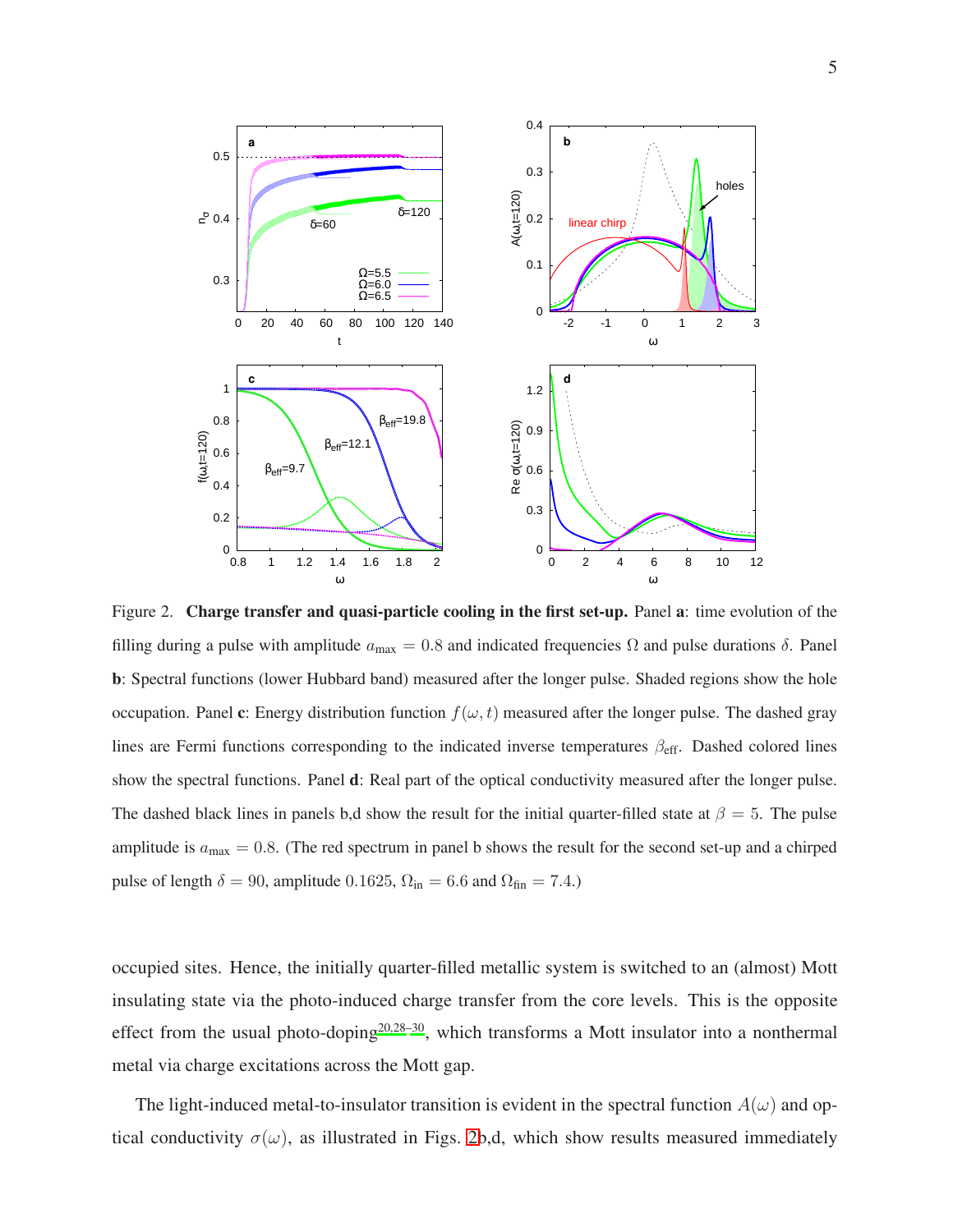Figure 2. **Charge transfer and quasi-particle cooling in the first set-up.** Panel **a**: time evolution of the filling during a pulse with amplitude $a_{\max} = 0.8$ and indicated frequencies $\Omega$ and pulse durations $\delta$. Panel **b**: Spectral functions (lower Hubbard band) measured after the longer pulse. Shaded regions show the hole occupation. Panel **c**: Energy distribution function $f(\omega, t)$ measured after the longer pulse. The dashed gray lines are Fermi functions corresponding to the indicated inverse temperatures $\beta_{\text{eff}}$. Dashed colored lines show the spectral functions. Panel **d**: Real part of the optical conductivity measured after the longer pulse. The dashed black lines in panels b,d show the result for the initial quarter-filled state at $\beta = 5$. The pulse amplitude is $a_{\max} = 0.8$. (The red spectrum in panel b shows the result for the second set-up and a chirped pulse of length $\delta = 90$, amplitude 0.1625, $\Omega_{\text{in}} = 6.6$ and $\Omega_{\text{fin}} = 7.4$.)

occupied sites. Hence, the initially quarter-filled metallic system is switched to an (almost) Mott insulating state via the photo-induced charge transfer from the core levels. This is the opposite effect from the usual photo-doping[20,28–30], which transforms a Mott insulator into a nonthermal metal via charge excitations across the Mott gap.

The light-induced metal-to-insulator transition is evident in the spectral function $A(\omega)$ and optical conductivity $\sigma(\omega)$, as illustrated in Figs. 2b,d, which show results measured immediately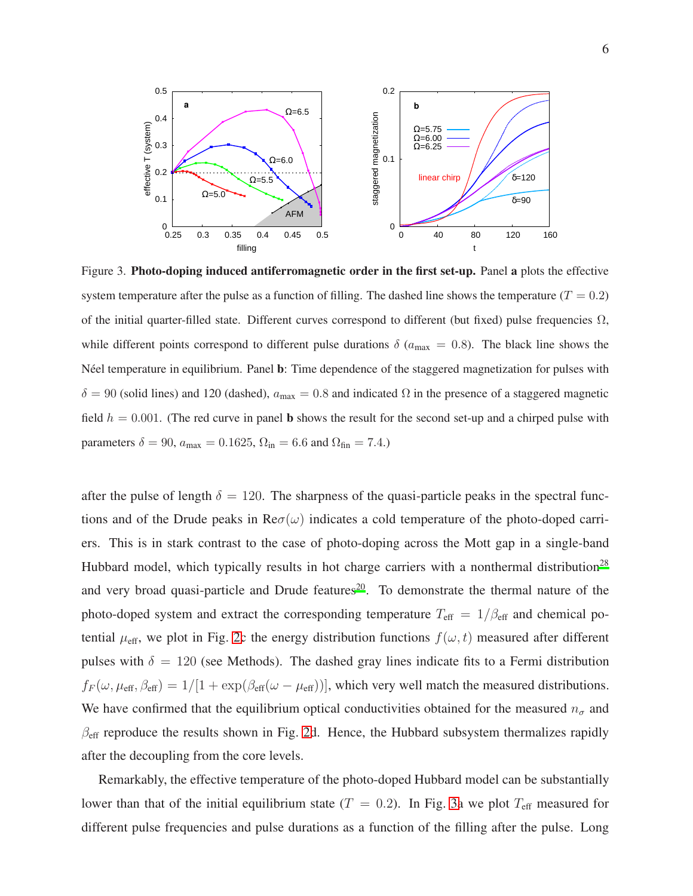Figure 3. **Photo-doping induced antiferromagnetic order in the first set-up.** Panel **a** plots the effective system temperature after the pulse as a function of filling. The dashed line shows the temperature ($T = 0.2$) of the initial quarter-filled state. Different curves correspond to different (but fixed) pulse frequencies $\Omega$, while different points correspond to different pulse durations $\delta$ ($a_{\rm max} = 0.8$). The black line shows the Néel temperature in equilibrium. Panel **b**: Time dependence of the staggered magnetization for pulses with $\delta = 90$ (solid lines) and 120 (dashed), $a_{\rm max} = 0.8$ and indicated $\Omega$ in the presence of a staggered magnetic field $h = 0.001$. (The red curve in panel **b** shows the result for the second set-up and a chirped pulse with parameters $\delta = 90$, $a_{\rm max} = 0.1625$, $\Omega_{\rm in} = 6.6$ and $\Omega_{\rm fin} = 7.4$.)

after the pulse of length $\delta = 120$. The sharpness of the quasi-particle peaks in the spectral functions and of the Drude peaks in Re$\sigma(\omega)$ indicates a cold temperature of the photo-doped carriers. This is in stark contrast to the case of photo-doping across the Mott gap in a single-band Hubbard model, which typically results in hot charge carriers with a nonthermal distribution[28] and very broad quasi-particle and Drude features[20]. To demonstrate the thermal nature of the photo-doped system and extract the corresponding temperature $T_{\rm eff} = 1/\beta_{\rm eff}$ and chemical potential $\mu_{\rm eff}$, we plot in Fig. 2c the energy distribution functions $f(\omega, t)$ measured after different pulses with $\delta = 120$ (see Methods). The dashed gray lines indicate fits to a Fermi distribution $f_F(\omega, \mu_{\rm eff}, \beta_{\rm eff}) = 1/[1 + \exp(\beta_{\rm eff}(\omega - \mu_{\rm eff}))]$, which very well match the measured distributions. We have confirmed that the equilibrium optical conductivities obtained for the measured $n_\sigma$ and $\beta_{\rm eff}$ reproduce the results shown in Fig. 2d. Hence, the Hubbard subsystem thermalizes rapidly after the decoupling from the core levels.

Remarkably, the effective temperature of the photo-doped Hubbard model can be substantially lower than that of the initial equilibrium state ($T = 0.2$). In Fig. 3a we plot $T_{\rm eff}$ measured for different pulse frequencies and pulse durations as a function of the filling after the pulse. Long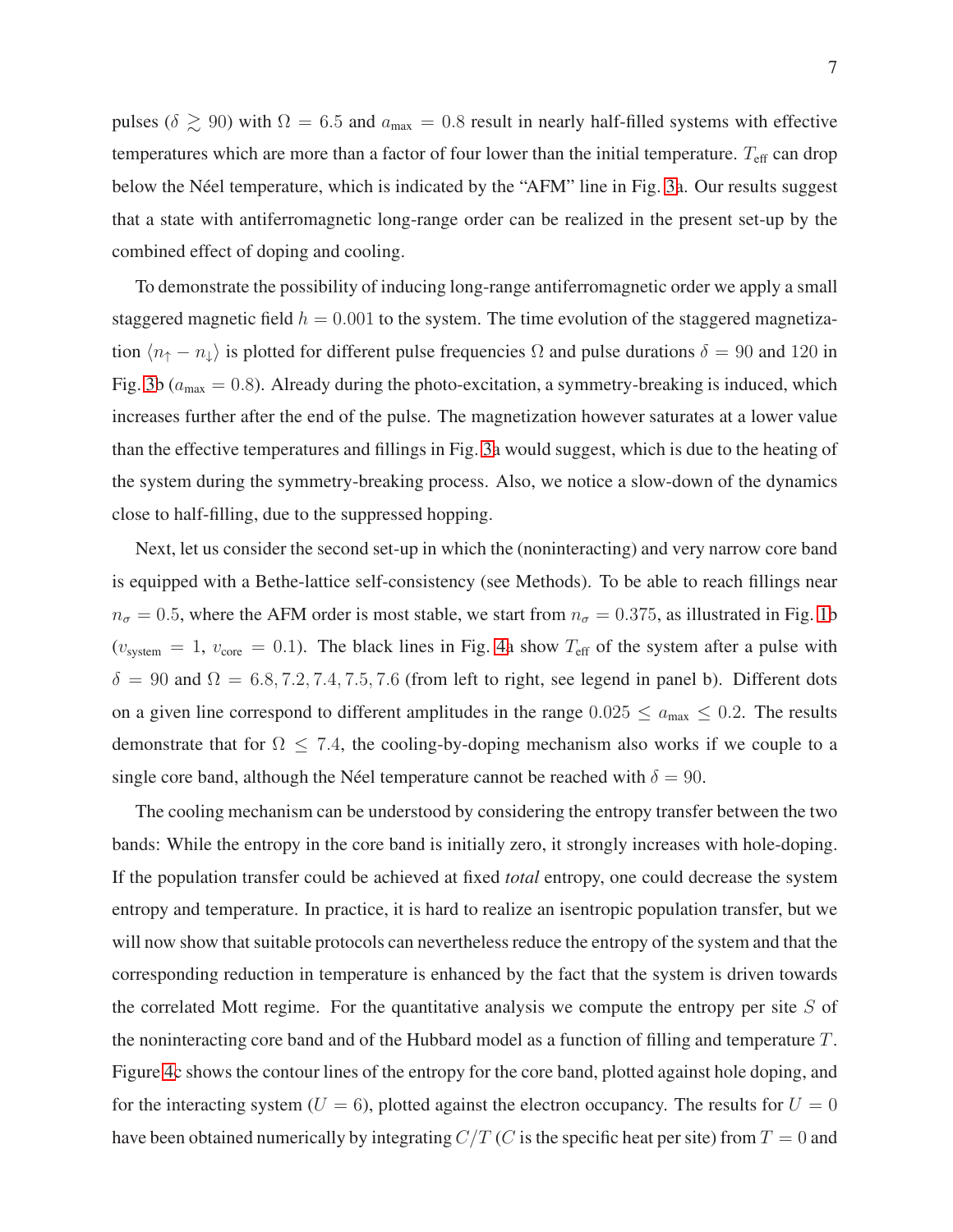pulses ($\delta \gtrsim 90$) with $\Omega = 6.5$ and $a_{\text{max}} = 0.8$ result in nearly half-filled systems with effective temperatures which are more than a factor of four lower than the initial temperature. $T_{\text{eff}}$ can drop below the Néel temperature, which is indicated by the "AFM" line in Fig. 3a. Our results suggest that a state with antiferromagnetic long-range order can be realized in the present set-up by the combined effect of doping and cooling.

To demonstrate the possibility of inducing long-range antiferromagnetic order we apply a small staggered magnetic field $h = 0.001$ to the system. The time evolution of the staggered magnetization $\langle n_\uparrow - n_\downarrow \rangle$ is plotted for different pulse frequencies $\Omega$ and pulse durations $\delta = 90$ and $120$ in Fig. 3b ($a_{\text{max}} = 0.8$). Already during the photo-excitation, a symmetry-breaking is induced, which increases further after the end of the pulse. The magnetization however saturates at a lower value than the effective temperatures and fillings in Fig. 3a would suggest, which is due to the heating of the system during the symmetry-breaking process. Also, we notice a slow-down of the dynamics close to half-filling, due to the suppressed hopping.

Next, let us consider the second set-up in which the (noninteracting) and very narrow core band is equipped with a Bethe-lattice self-consistency (see Methods). To be able to reach fillings near $n_\sigma = 0.5$, where the AFM order is most stable, we start from $n_\sigma = 0.375$, as illustrated in Fig. 1b ($v_{\text{system}} = 1$, $v_{\text{core}} = 0.1$). The black lines in Fig. 4a show $T_{\text{eff}}$ of the system after a pulse with $\delta = 90$ and $\Omega = 6.8, 7.2, 7.4, 7.5, 7.6$ (from left to right, see legend in panel b). Different dots on a given line correspond to different amplitudes in the range $0.025 \leq a_{\text{max}} \leq 0.2$. The results demonstrate that for $\Omega \leq 7.4$, the cooling-by-doping mechanism also works if we couple to a single core band, although the Néel temperature cannot be reached with $\delta = 90$.

The cooling mechanism can be understood by considering the entropy transfer between the two bands: While the entropy in the core band is initially zero, it strongly increases with hole-doping. If the population transfer could be achieved at fixed *total* entropy, one could decrease the system entropy and temperature. In practice, it is hard to realize an isentropic population transfer, but we will now show that suitable protocols can nevertheless reduce the entropy of the system and that the corresponding reduction in temperature is enhanced by the fact that the system is driven towards the correlated Mott regime. For the quantitative analysis we compute the entropy per site $S$ of the noninteracting core band and of the Hubbard model as a function of filling and temperature $T$. Figure 4c shows the contour lines of the entropy for the core band, plotted against hole doping, and for the interacting system ($U = 6$), plotted against the electron occupancy. The results for $U = 0$ have been obtained numerically by integrating $C/T$ ($C$ is the specific heat per site) from $T = 0$ and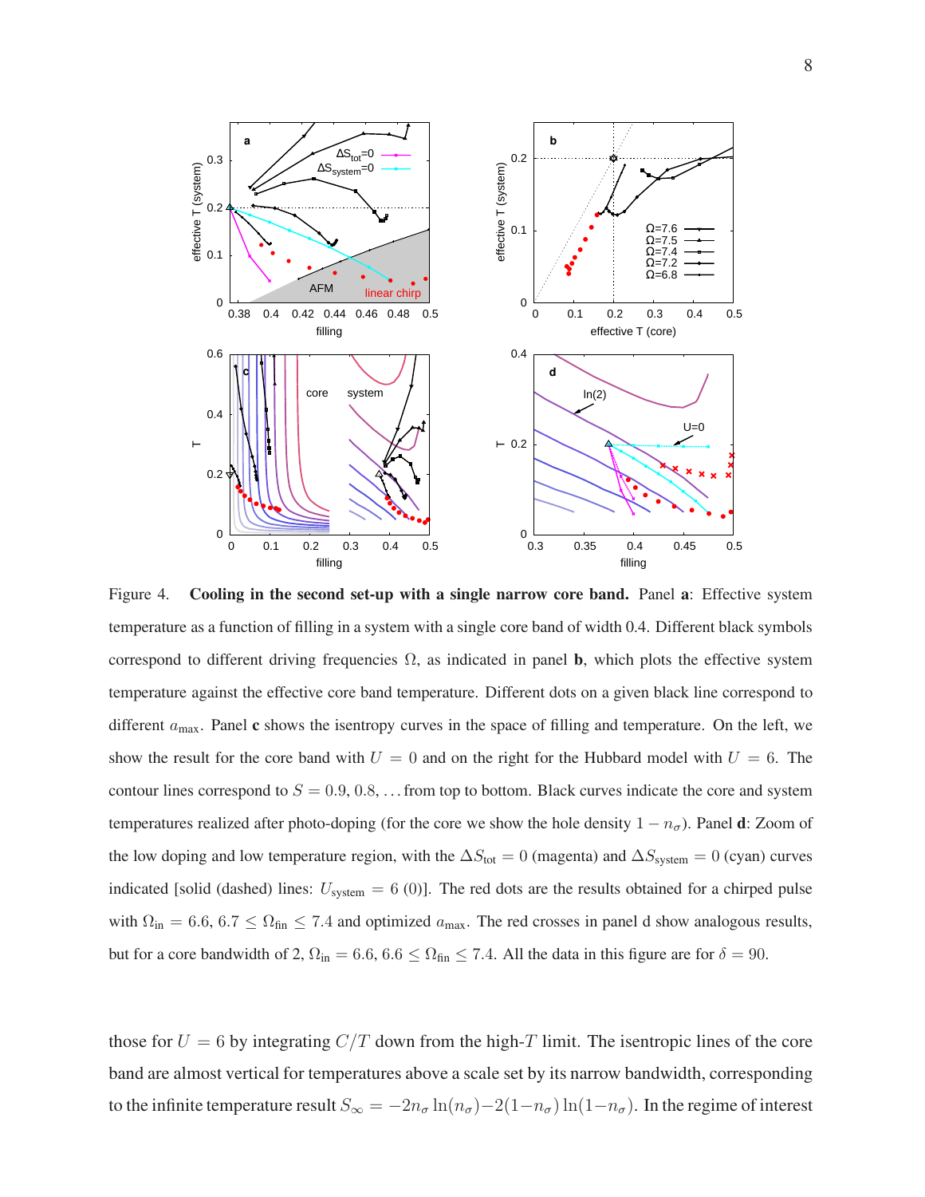Figure 4. **Cooling in the second set-up with a single narrow core band.** Panel **a**: Effective system temperature as a function of filling in a system with a single core band of width 0.4. Different black symbols correspond to different driving frequencies $\Omega$, as indicated in panel **b**, which plots the effective system temperature against the effective core band temperature. Different dots on a given black line correspond to different $a_{\max}$. Panel **c** shows the isentropy curves in the space of filling and temperature. On the left, we show the result for the core band with $U = 0$ and on the right for the Hubbard model with $U = 6$. The contour lines correspond to $S = 0.9, 0.8, \ldots$ from top to bottom. Black curves indicate the core and system temperatures realized after photo-doping (for the core we show the hole density $1 - n_\sigma$). Panel **d**: Zoom of the low doping and low temperature region, with the $\Delta S_{\text{tot}} = 0$ (magenta) and $\Delta S_{\text{system}} = 0$ (cyan) curves indicated [solid (dashed) lines: $U_{\text{system}} = 6$ (0)]. The red dots are the results obtained for a chirped pulse with $\Omega_{\text{in}} = 6.6$, $6.7 \leq \Omega_{\text{fin}} \leq 7.4$ and optimized $a_{\max}$. The red crosses in panel d show analogous results, but for a core bandwidth of 2, $\Omega_{\text{in}} = 6.6$, $6.6 \leq \Omega_{\text{fin}} \leq 7.4$. All the data in this figure are for $\delta = 90$.

those for $U = 6$ by integrating $C/T$ down from the high-$T$ limit. The isentropic lines of the core band are almost vertical for temperatures above a scale set by its narrow bandwidth, corresponding to the infinite temperature result $S_\infty = -2n_\sigma \ln(n_\sigma) - 2(1-n_\sigma)\ln(1-n_\sigma)$. In the regime of interest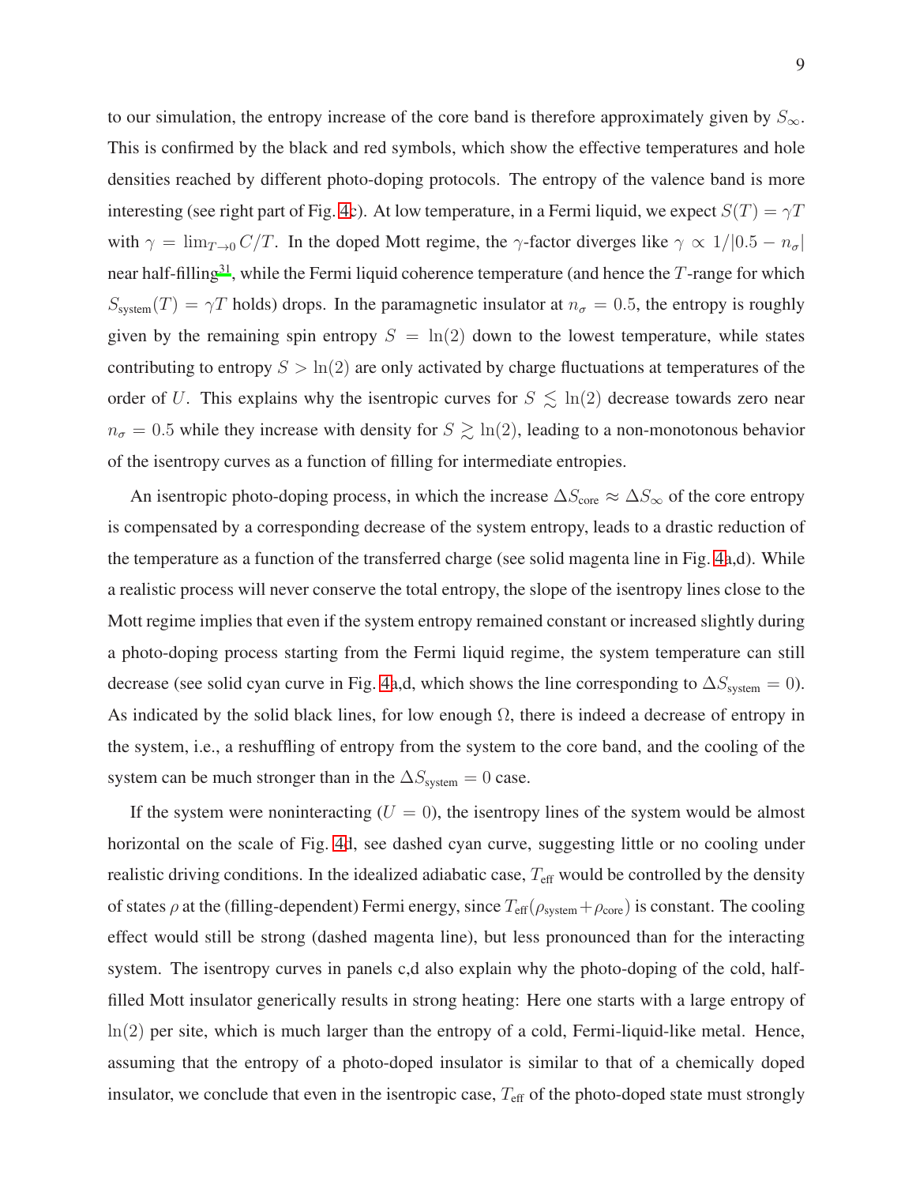to our simulation, the entropy increase of the core band is therefore approximately given by $S_\infty$. This is confirmed by the black and red symbols, which show the effective temperatures and hole densities reached by different photo-doping protocols. The entropy of the valence band is more interesting (see right part of Fig. 4c). At low temperature, in a Fermi liquid, we expect $S(T) = \gamma T$ with $\gamma = \lim_{T\to 0} C/T$. In the doped Mott regime, the $\gamma$-factor diverges like $\gamma \propto 1/|0.5 - n_\sigma|$ near half-filling[31], while the Fermi liquid coherence temperature (and hence the $T$-range for which $S_{\text{system}}(T) = \gamma T$ holds) drops. In the paramagnetic insulator at $n_\sigma = 0.5$, the entropy is roughly given by the remaining spin entropy $S = \ln(2)$ down to the lowest temperature, while states contributing to entropy $S > \ln(2)$ are only activated by charge fluctuations at temperatures of the order of $U$. This explains why the isentropic curves for $S \lesssim \ln(2)$ decrease towards zero near $n_\sigma = 0.5$ while they increase with density for $S \gtrsim \ln(2)$, leading to a non-monotonous behavior of the isentropy curves as a function of filling for intermediate entropies.

An isentropic photo-doping process, in which the increase $\Delta S_{\text{core}} \approx \Delta S_\infty$ of the core entropy is compensated by a corresponding decrease of the system entropy, leads to a drastic reduction of the temperature as a function of the transferred charge (see solid magenta line in Fig. 4a,d). While a realistic process will never conserve the total entropy, the slope of the isentropy lines close to the Mott regime implies that even if the system entropy remained constant or increased slightly during a photo-doping process starting from the Fermi liquid regime, the system temperature can still decrease (see solid cyan curve in Fig. 4a,d, which shows the line corresponding to $\Delta S_{\text{system}} = 0$). As indicated by the solid black lines, for low enough $\Omega$, there is indeed a decrease of entropy in the system, i.e., a reshuffling of entropy from the system to the core band, and the cooling of the system can be much stronger than in the $\Delta S_{\text{system}} = 0$ case.

If the system were noninteracting ($U = 0$), the isentropy lines of the system would be almost horizontal on the scale of Fig. 4d, see dashed cyan curve, suggesting little or no cooling under realistic driving conditions. In the idealized adiabatic case, $T_{\text{eff}}$ would be controlled by the density of states $\rho$ at the (filling-dependent) Fermi energy, since $T_{\text{eff}}(\rho_{\text{system}} + \rho_{\text{core}})$ is constant. The cooling effect would still be strong (dashed magenta line), but less pronounced than for the interacting system. The isentropy curves in panels c,d also explain why the photo-doping of the cold, half-filled Mott insulator generically results in strong heating: Here one starts with a large entropy of $\ln(2)$ per site, which is much larger than the entropy of a cold, Fermi-liquid-like metal. Hence, assuming that the entropy of a photo-doped insulator is similar to that of a chemically doped insulator, we conclude that even in the isentropic case, $T_{\text{eff}}$ of the photo-doped state must strongly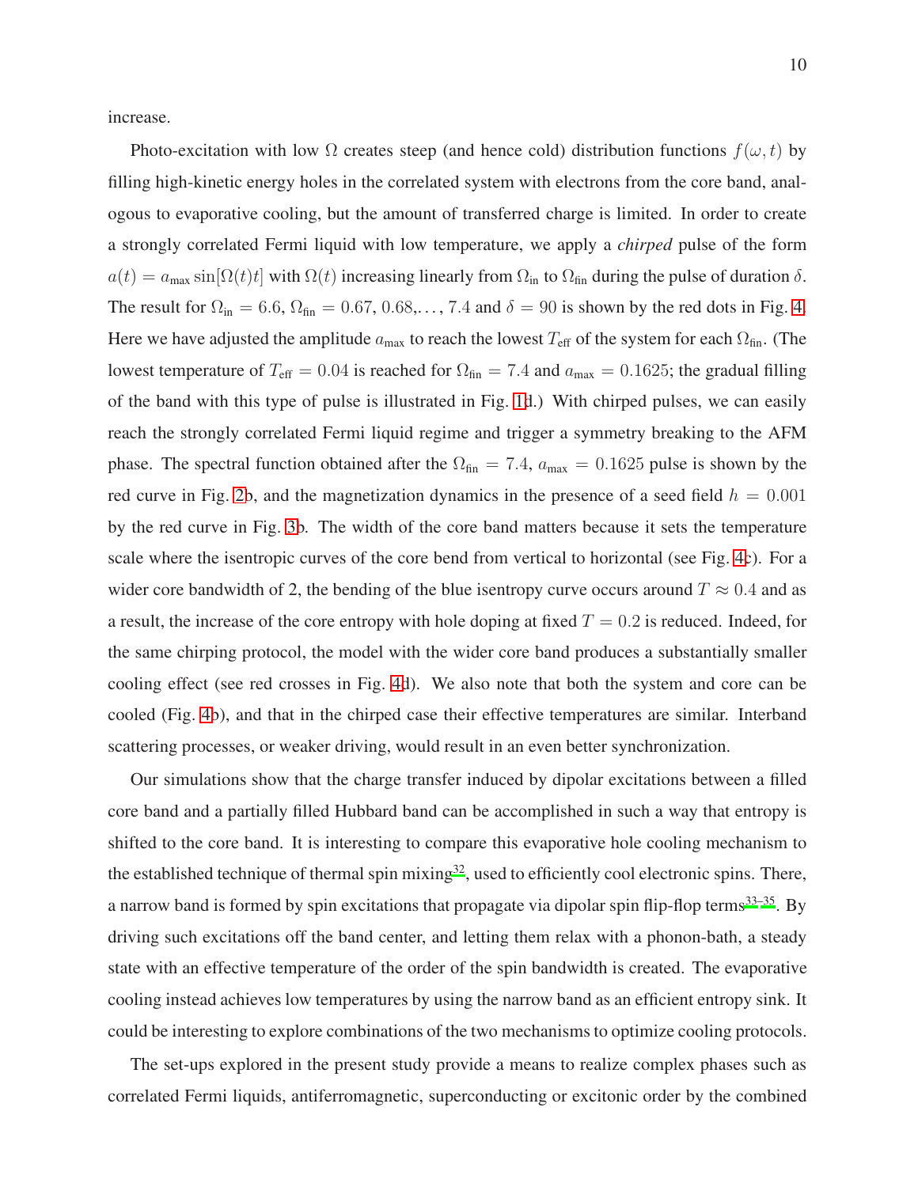increase.

Photo-excitation with low $\Omega$ creates steep (and hence cold) distribution functions $f(\omega, t)$ by filling high-kinetic energy holes in the correlated system with electrons from the core band, analogous to evaporative cooling, but the amount of transferred charge is limited. In order to create a strongly correlated Fermi liquid with low temperature, we apply a *chirped* pulse of the form $a(t) = a_{\max} \sin[\Omega(t)t]$ with $\Omega(t)$ increasing linearly from $\Omega_{\text{in}}$ to $\Omega_{\text{fin}}$ during the pulse of duration $\delta$. The result for $\Omega_{\text{in}} = 6.6$, $\Omega_{\text{fin}} = 0.67, 0.68, \ldots, 7.4$ and $\delta = 90$ is shown by the red dots in Fig. 4. Here we have adjusted the amplitude $a_{\max}$ to reach the lowest $T_{\text{eff}}$ of the system for each $\Omega_{\text{fin}}$. (The lowest temperature of $T_{\text{eff}} = 0.04$ is reached for $\Omega_{\text{fin}} = 7.4$ and $a_{\max} = 0.1625$; the gradual filling of the band with this type of pulse is illustrated in Fig. 1d.) With chirped pulses, we can easily reach the strongly correlated Fermi liquid regime and trigger a symmetry breaking to the AFM phase. The spectral function obtained after the $\Omega_{\text{fin}} = 7.4$, $a_{\max} = 0.1625$ pulse is shown by the red curve in Fig. 2b, and the magnetization dynamics in the presence of a seed field $h = 0.001$ by the red curve in Fig. 3b. The width of the core band matters because it sets the temperature scale where the isentropic curves of the core bend from vertical to horizontal (see Fig. 4c). For a wider core bandwidth of 2, the bending of the blue isentropy curve occurs around $T \approx 0.4$ and as a result, the increase of the core entropy with hole doping at fixed $T = 0.2$ is reduced. Indeed, for the same chirping protocol, the model with the wider core band produces a substantially smaller cooling effect (see red crosses in Fig. 4d). We also note that both the system and core can be cooled (Fig. 4b), and that in the chirped case their effective temperatures are similar. Interband scattering processes, or weaker driving, would result in an even better synchronization.

Our simulations show that the charge transfer induced by dipolar excitations between a filled core band and a partially filled Hubbard band can be accomplished in such a way that entropy is shifted to the core band. It is interesting to compare this evaporative hole cooling mechanism to the established technique of thermal spin mixing[32], used to efficiently cool electronic spins. There, a narrow band is formed by spin excitations that propagate via dipolar spin flip-flop terms[33–35]. By driving such excitations off the band center, and letting them relax with a phonon-bath, a steady state with an effective temperature of the order of the spin bandwidth is created. The evaporative cooling instead achieves low temperatures by using the narrow band as an efficient entropy sink. It could be interesting to explore combinations of the two mechanisms to optimize cooling protocols.

The set-ups explored in the present study provide a means to realize complex phases such as correlated Fermi liquids, antiferromagnetic, superconducting or excitonic order by the combined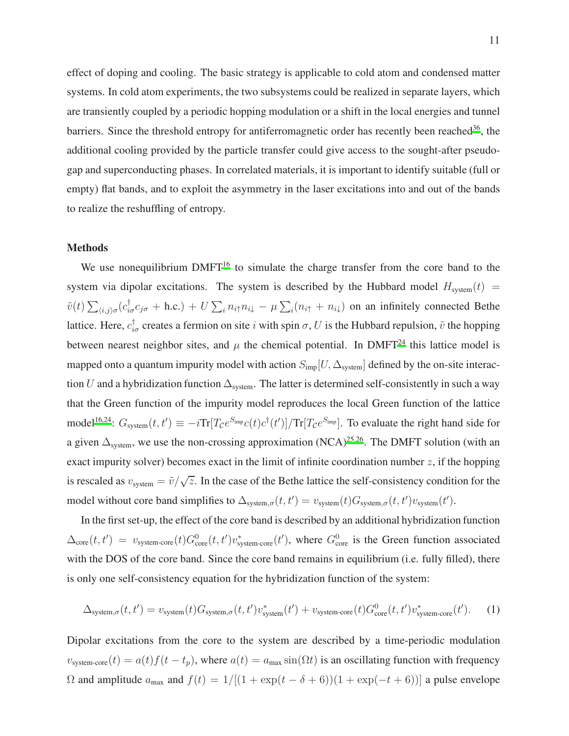effect of doping and cooling. The basic strategy is applicable to cold atom and condensed matter systems. In cold atom experiments, the two subsystems could be realized in separate layers, which are transiently coupled by a periodic hopping modulation or a shift in the local energies and tunnel barriers. Since the threshold entropy for antiferromagnetic order has recently been reached[36], the additional cooling provided by the particle transfer could give access to the sought-after pseudo-gap and superconducting phases. In correlated materials, it is important to identify suitable (full or empty) flat bands, and to exploit the asymmetry in the laser excitations into and out of the bands to realize the reshuffling of entropy.

## Methods

We use nonequilibrium DMFT[16] to simulate the charge transfer from the core band to the system via dipolar excitations. The system is described by the Hubbard model $H_{\text{system}}(t) = \tilde{v}(t)\sum_{\langle i,j\rangle\sigma}(c^\dagger_{i\sigma}c_{j\sigma} + \text{h.c.}) + U\sum_i n_{i\uparrow}n_{i\downarrow} - \mu\sum_i(n_{i\uparrow} + n_{i\downarrow})$ on an infinitely connected Bethe lattice. Here, $c^\dagger_{i\sigma}$ creates a fermion on site $i$ with spin $\sigma$, $U$ is the Hubbard repulsion, $\tilde{v}$ the hopping between nearest neighbor sites, and $\mu$ the chemical potential. In DMFT[24] this lattice model is mapped onto a quantum impurity model with action $S_{\text{imp}}[U, \Delta_{\text{system}}]$ defined by the on-site interaction $U$ and a hybridization function $\Delta_{\text{system}}$. The latter is determined self-consistently in such a way that the Green function of the impurity model reproduces the local Green function of the lattice model[16,24]: $G_{\text{system}}(t,t') \equiv -i\text{Tr}[T_{\mathcal{C}}e^{S_{\text{imp}}}c(t)c^\dagger(t')]/\text{Tr}[T_{\mathcal{C}}e^{S_{\text{imp}}}]$. To evaluate the right hand side for a given $\Delta_{\text{system}}$, we use the non-crossing approximation (NCA)[25,26]. The DMFT solution (with an exact impurity solver) becomes exact in the limit of infinite coordination number $z$, if the hopping is rescaled as $v_{\text{system}} = \tilde{v}/\sqrt{z}$. In the case of the Bethe lattice the self-consistency condition for the model without core band simplifies to $\Delta_{\text{system},\sigma}(t,t') = v_{\text{system}}(t)G_{\text{system},\sigma}(t,t')v_{\text{system}}(t')$.

In the first set-up, the effect of the core band is described by an additional hybridization function $\Delta_{\text{core}}(t,t') = v_{\text{system-core}}(t)G^0_{\text{core}}(t,t')v^*_{\text{system-core}}(t')$, where $G^0_{\text{core}}$ is the Green function associated with the DOS of the core band. Since the core band remains in equilibrium (i.e. fully filled), there is only one self-consistency equation for the hybridization function of the system:

$$\Delta_{\text{system},\sigma}(t,t') = v_{\text{system}}(t)G_{\text{system},\sigma}(t,t')v^*_{\text{system}}(t') + v_{\text{system-core}}(t)G^0_{\text{core}}(t,t')v^*_{\text{system-core}}(t'). \quad (1)$$

Dipolar excitations from the core to the system are described by a time-periodic modulation $v_{\text{system-core}}(t) = a(t)f(t-t_p)$, where $a(t) = a_{\text{max}}\sin(\Omega t)$ is an oscillating function with frequency $\Omega$ and amplitude $a_{\text{max}}$ and $f(t) = 1/[(1+\exp(t-\delta+6))(1+\exp(-t+6))]$ a pulse envelope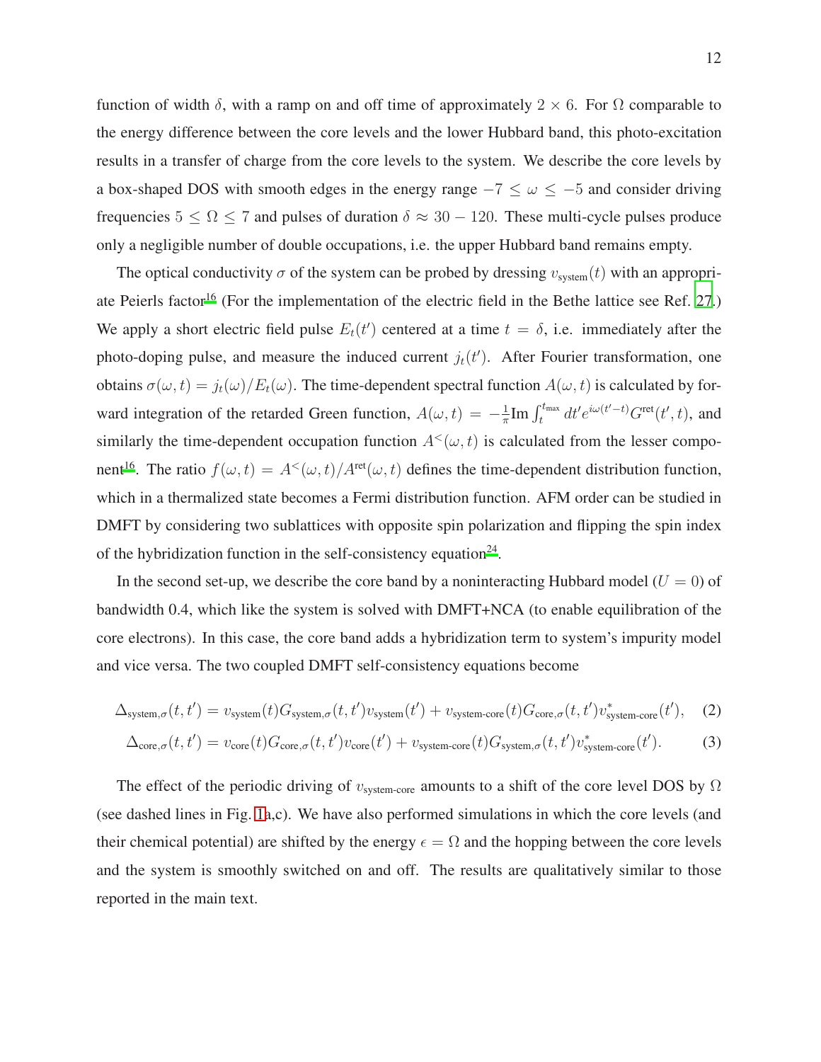function of width $\delta$, with a ramp on and off time of approximately $2 \times 6$. For $\Omega$ comparable to the energy difference between the core levels and the lower Hubbard band, this photo-excitation results in a transfer of charge from the core levels to the system. We describe the core levels by a box-shaped DOS with smooth edges in the energy range $-7 \leq \omega \leq -5$ and consider driving frequencies $5 \leq \Omega \leq 7$ and pulses of duration $\delta \approx 30 - 120$. These multi-cycle pulses produce only a negligible number of double occupations, i.e. the upper Hubbard band remains empty.

The optical conductivity $\sigma$ of the system can be probed by dressing $v_{\text{system}}(t)$ with an appropriate Peierls factor[16] (For the implementation of the electric field in the Bethe lattice see Ref. 27.) We apply a short electric field pulse $E_t(t')$ centered at a time $t = \delta$, i.e. immediately after the photo-doping pulse, and measure the induced current $j_t(t')$. After Fourier transformation, one obtains $\sigma(\omega, t) = j_t(\omega)/E_t(\omega)$. The time-dependent spectral function $A(\omega, t)$ is calculated by forward integration of the retarded Green function, $A(\omega, t) = -\frac{1}{\pi}\text{Im} \int_t^{t_{\max}} dt' e^{i\omega(t'-t)} G^{\text{ret}}(t', t)$, and similarly the time-dependent occupation function $A^<(\omega, t)$ is calculated from the lesser component[16]. The ratio $f(\omega, t) = A^<(\omega, t)/A^{\text{ret}}(\omega, t)$ defines the time-dependent distribution function, which in a thermalized state becomes a Fermi distribution function. AFM order can be studied in DMFT by considering two sublattices with opposite spin polarization and flipping the spin index of the hybridization function in the self-consistency equation[24].

In the second set-up, we describe the core band by a noninteracting Hubbard model ($U = 0$) of bandwidth 0.4, which like the system is solved with DMFT+NCA (to enable equilibration of the core electrons). In this case, the core band adds a hybridization term to system's impurity model and vice versa. The two coupled DMFT self-consistency equations become

$$\Delta_{\text{system},\sigma}(t, t') = v_{\text{system}}(t) G_{\text{system},\sigma}(t, t') v_{\text{system}}(t') + v_{\text{system-core}}(t) G_{\text{core},\sigma}(t, t') v^*_{\text{system-core}}(t'), \quad (2)$$

$$\Delta_{\text{core},\sigma}(t, t') = v_{\text{core}}(t) G_{\text{core},\sigma}(t, t') v_{\text{core}}(t') + v_{\text{system-core}}(t) G_{\text{system},\sigma}(t, t') v^*_{\text{system-core}}(t'). \quad (3)$$

The effect of the periodic driving of $v_{\text{system-core}}$ amounts to a shift of the core level DOS by $\Omega$ (see dashed lines in Fig. 1a,c). We have also performed simulations in which the core levels (and their chemical potential) are shifted by the energy $\epsilon = \Omega$ and the hopping between the core levels and the system is smoothly switched on and off. The results are qualitatively similar to those reported in the main text.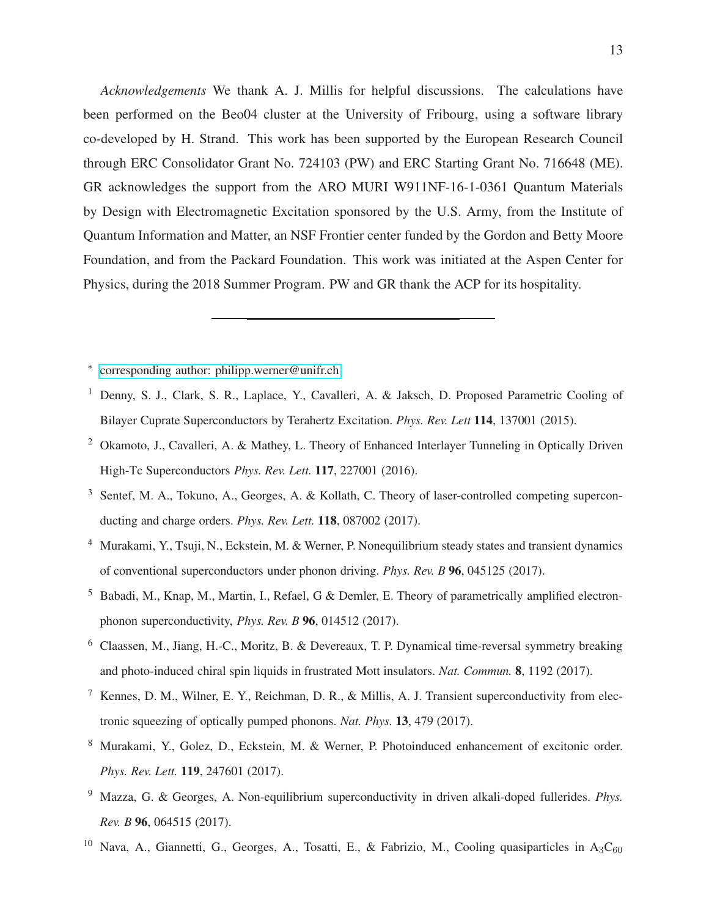*Acknowledgements* We thank A. J. Millis for helpful discussions. The calculations have been performed on the Beo04 cluster at the University of Fribourg, using a software library co-developed by H. Strand. This work has been supported by the European Research Council through ERC Consolidator Grant No. 724103 (PW) and ERC Starting Grant No. 716648 (ME). GR acknowledges the support from the ARO MURI W911NF-16-1-0361 Quantum Materials by Design with Electromagnetic Excitation sponsored by the U.S. Army, from the Institute of Quantum Information and Matter, an NSF Frontier center funded by the Gordon and Betty Moore Foundation, and from the Packard Foundation. This work was initiated at the Aspen Center for Physics, during the 2018 Summer Program. PW and GR thank the ACP for its hospitality.

---

[*] corresponding author: philipp.werner@unifr.ch

[1] Denny, S. J., Clark, S. R., Laplace, Y., Cavalleri, A. & Jaksch, D. Proposed Parametric Cooling of Bilayer Cuprate Superconductors by Terahertz Excitation. *Phys. Rev. Lett* **114**, 137001 (2015).

[2] Okamoto, J., Cavalleri, A. & Mathey, L. Theory of Enhanced Interlayer Tunneling in Optically Driven High-Tc Superconductors *Phys. Rev. Lett.* **117**, 227001 (2016).

[3] Sentef, M. A., Tokuno, A., Georges, A. & Kollath, C. Theory of laser-controlled competing superconducting and charge orders. *Phys. Rev. Lett.* **118**, 087002 (2017).

[4] Murakami, Y., Tsuji, N., Eckstein, M. & Werner, P. Nonequilibrium steady states and transient dynamics of conventional superconductors under phonon driving. *Phys. Rev. B* **96**, 045125 (2017).

[5] Babadi, M., Knap, M., Martin, I., Refael, G & Demler, E. Theory of parametrically amplified electron-phonon superconductivity, *Phys. Rev. B* **96**, 014512 (2017).

[6] Claassen, M., Jiang, H.-C., Moritz, B. & Devereaux, T. P. Dynamical time-reversal symmetry breaking and photo-induced chiral spin liquids in frustrated Mott insulators. *Nat. Commun.* **8**, 1192 (2017).

[7] Kennes, D. M., Wilner, E. Y., Reichman, D. R., & Millis, A. J. Transient superconductivity from electronic squeezing of optically pumped phonons. *Nat. Phys.* **13**, 479 (2017).

[8] Murakami, Y., Golez, D., Eckstein, M. & Werner, P. Photoinduced enhancement of excitonic order. *Phys. Rev. Lett.* **119**, 247601 (2017).

[9] Mazza, G. & Georges, A. Non-equilibrium superconductivity in driven alkali-doped fullerides. *Phys. Rev. B* **96**, 064515 (2017).

[10] Nava, A., Giannetti, G., Georges, A., Tosatti, E., & Fabrizio, M., Cooling quasiparticles in $A_3C_{60}$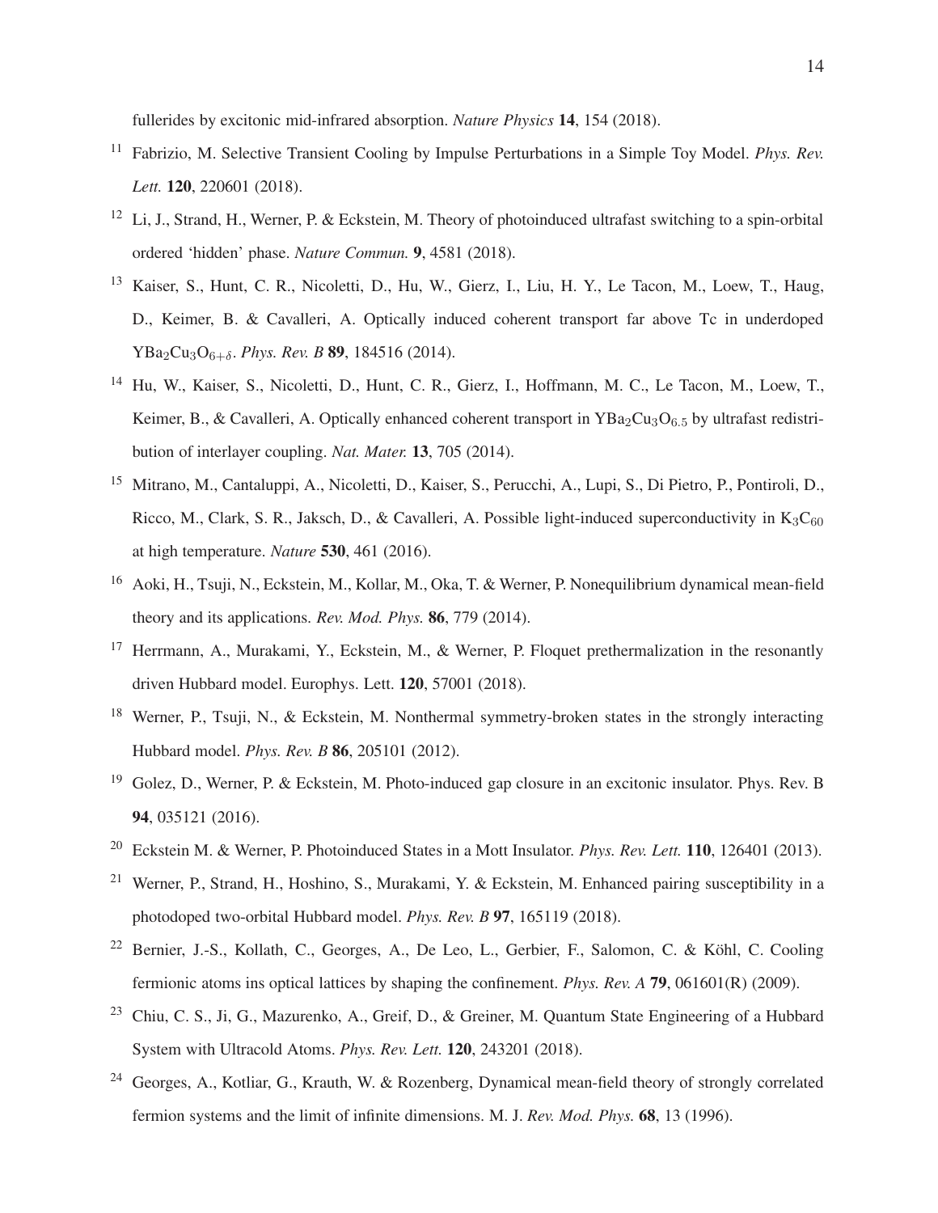fullerides by excitonic mid-infrared absorption. *Nature Physics* **14**, 154 (2018).

11. Fabrizio, M. Selective Transient Cooling by Impulse Perturbations in a Simple Toy Model. *Phys. Rev. Lett.* **120**, 220601 (2018).

12. Li, J., Strand, H., Werner, P. & Eckstein, M. Theory of photoinduced ultrafast switching to a spin-orbital ordered 'hidden' phase. *Nature Commun.* **9**, 4581 (2018).

13. Kaiser, S., Hunt, C. R., Nicoletti, D., Hu, W., Gierz, I., Liu, H. Y., Le Tacon, M., Loew, T., Haug, D., Keimer, B. & Cavalleri, A. Optically induced coherent transport far above Tc in underdoped $YBa_2Cu_3O_{6+\delta}$. *Phys. Rev. B* **89**, 184516 (2014).

14. Hu, W., Kaiser, S., Nicoletti, D., Hunt, C. R., Gierz, I., Hoffmann, M. C., Le Tacon, M., Loew, T., Keimer, B., & Cavalleri, A. Optically enhanced coherent transport in $YBa_2Cu_3O_{6.5}$ by ultrafast redistribution of interlayer coupling. *Nat. Mater.* **13**, 705 (2014).

15. Mitrano, M., Cantaluppi, A., Nicoletti, D., Kaiser, S., Perucchi, A., Lupi, S., Di Pietro, P., Pontiroli, D., Ricco, M., Clark, S. R., Jaksch, D., & Cavalleri, A. Possible light-induced superconductivity in $K_3C_{60}$ at high temperature. *Nature* **530**, 461 (2016).

16. Aoki, H., Tsuji, N., Eckstein, M., Kollar, M., Oka, T. & Werner, P. Nonequilibrium dynamical mean-field theory and its applications. *Rev. Mod. Phys.* **86**, 779 (2014).

17. Herrmann, A., Murakami, Y., Eckstein, M., & Werner, P. Floquet prethermalization in the resonantly driven Hubbard model. Europhys. Lett. **120**, 57001 (2018).

18. Werner, P., Tsuji, N., & Eckstein, M. Nonthermal symmetry-broken states in the strongly interacting Hubbard model. *Phys. Rev. B* **86**, 205101 (2012).

19. Golez, D., Werner, P. & Eckstein, M. Photo-induced gap closure in an excitonic insulator. Phys. Rev. B **94**, 035121 (2016).

20. Eckstein M. & Werner, P. Photoinduced States in a Mott Insulator. *Phys. Rev. Lett.* **110**, 126401 (2013).

21. Werner, P., Strand, H., Hoshino, S., Murakami, Y. & Eckstein, M. Enhanced pairing susceptibility in a photodoped two-orbital Hubbard model. *Phys. Rev. B* **97**, 165119 (2018).

22. Bernier, J.-S., Kollath, C., Georges, A., De Leo, L., Gerbier, F., Salomon, C. & Köhl, C. Cooling fermionic atoms ins optical lattices by shaping the confinement. *Phys. Rev. A* **79**, 061601(R) (2009).

23. Chiu, C. S., Ji, G., Mazurenko, A., Greif, D., & Greiner, M. Quantum State Engineering of a Hubbard System with Ultracold Atoms. *Phys. Rev. Lett.* **120**, 243201 (2018).

24. Georges, A., Kotliar, G., Krauth, W. & Rozenberg, Dynamical mean-field theory of strongly correlated fermion systems and the limit of infinite dimensions. M. J. *Rev. Mod. Phys.* **68**, 13 (1996).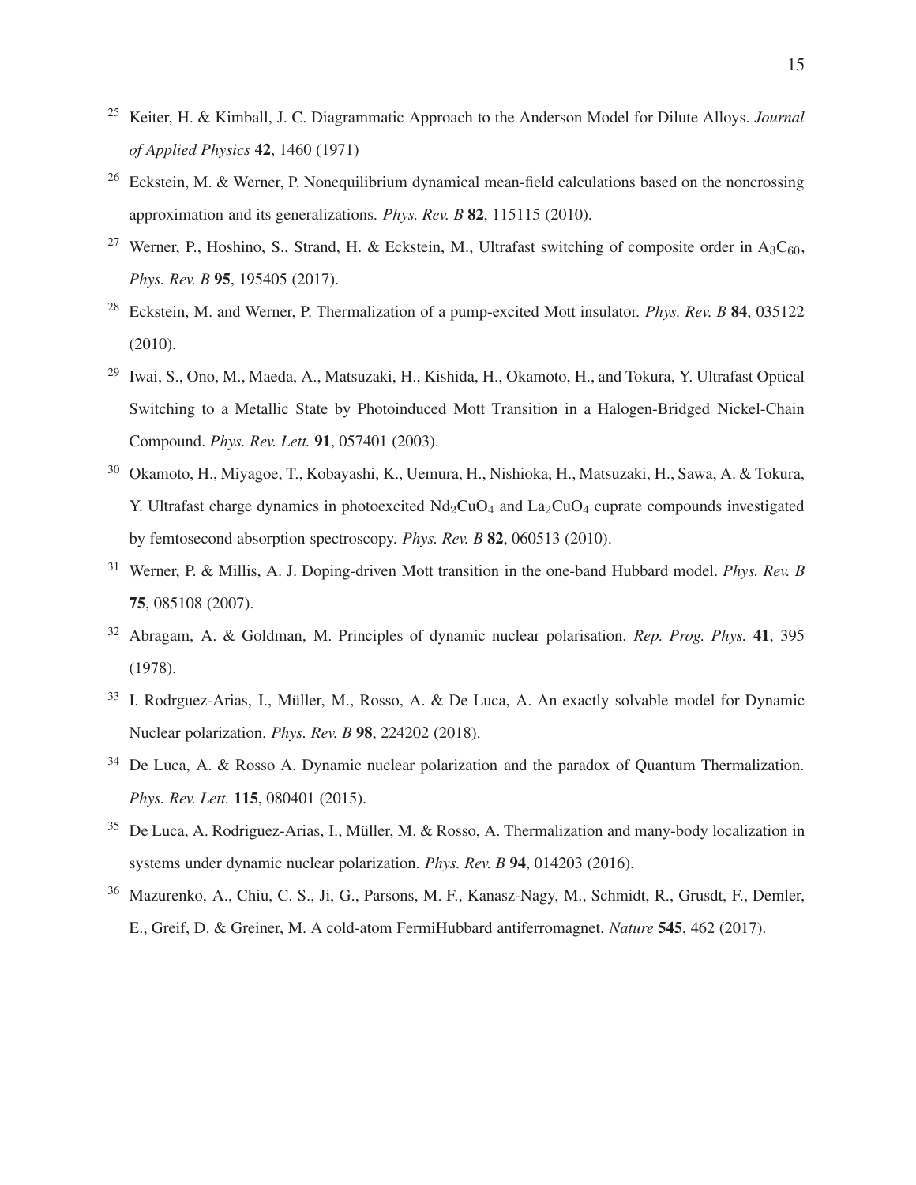25. Keiter, H. & Kimball, J. C. Diagrammatic Approach to the Anderson Model for Dilute Alloys. *Journal of Applied Physics* **42**, 1460 (1971)

26. Eckstein, M. & Werner, P. Nonequilibrium dynamical mean-field calculations based on the noncrossing approximation and its generalizations. *Phys. Rev. B* **82**, 115115 (2010).

27. Werner, P., Hoshino, S., Strand, H. & Eckstein, M., Ultrafast switching of composite order in $A_3C_{60}$, *Phys. Rev. B* **95**, 195405 (2017).

28. Eckstein, M. and Werner, P. Thermalization of a pump-excited Mott insulator. *Phys. Rev. B* **84**, 035122 (2010).

29. Iwai, S., Ono, M., Maeda, A., Matsuzaki, H., Kishida, H., Okamoto, H., and Tokura, Y. Ultrafast Optical Switching to a Metallic State by Photoinduced Mott Transition in a Halogen-Bridged Nickel-Chain Compound. *Phys. Rev. Lett.* **91**, 057401 (2003).

30. Okamoto, H., Miyagoe, T., Kobayashi, K., Uemura, H., Nishioka, H., Matsuzaki, H., Sawa, A. & Tokura, Y. Ultrafast charge dynamics in photoexcited $Nd_2CuO_4$ and $La_2CuO_4$ cuprate compounds investigated by femtosecond absorption spectroscopy. *Phys. Rev. B* **82**, 060513 (2010).

31. Werner, P. & Millis, A. J. Doping-driven Mott transition in the one-band Hubbard model. *Phys. Rev. B* **75**, 085108 (2007).

32. Abragam, A. & Goldman, M. Principles of dynamic nuclear polarisation. *Rep. Prog. Phys.* **41**, 395 (1978).

33. I. Rodrguez-Arias, I., Müller, M., Rosso, A. & De Luca, A. An exactly solvable model for Dynamic Nuclear polarization. *Phys. Rev. B* **98**, 224202 (2018).

34. De Luca, A. & Rosso A. Dynamic nuclear polarization and the paradox of Quantum Thermalization. *Phys. Rev. Lett.* **115**, 080401 (2015).

35. De Luca, A. Rodriguez-Arias, I., Müller, M. & Rosso, A. Thermalization and many-body localization in systems under dynamic nuclear polarization. *Phys. Rev. B* **94**, 014203 (2016).

36. Mazurenko, A., Chiu, C. S., Ji, G., Parsons, M. F., Kanasz-Nagy, M., Schmidt, R., Grusdt, F., Demler, E., Greif, D. & Greiner, M. A cold-atom FermiHubbard antiferromagnet. *Nature* **545**, 462 (2017).